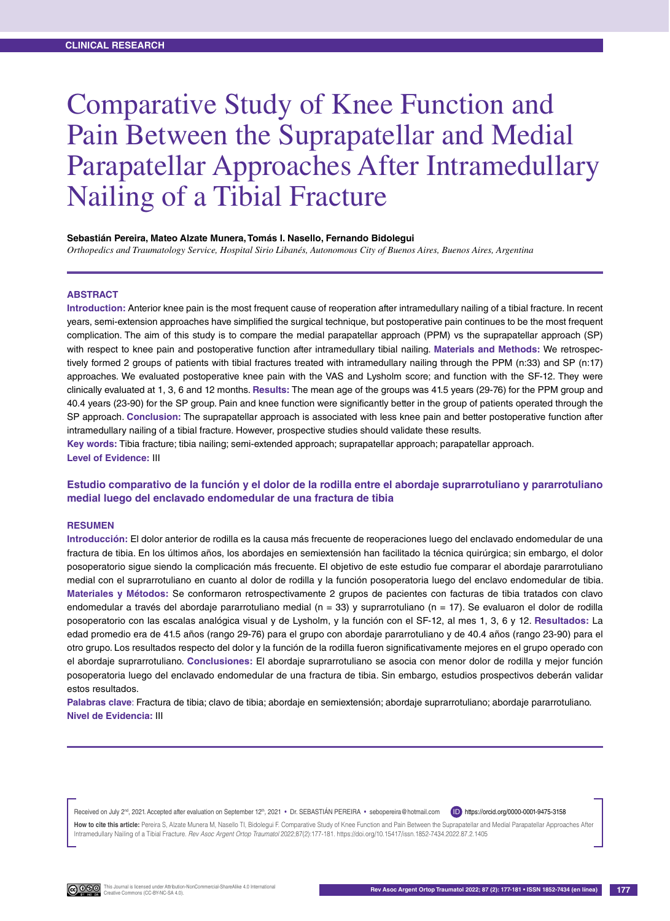CLINICAL RESEARCH

# Comparative Study of Knee Function and Pain Between the Suprapatellar and Medial Parapatellar Approaches After Intramedullary Nailing of a Tibial Fracture

**Sebastián Pereira, Mateo Alzate Munera, Tomás I. Nasello, Fernando Bidolegui**

*Orthopedics and Traumatology Service, Hospital Sirio Libanés, Autonomous City of Buenos Aires, Buenos Aires, Argentina*

## ABSTRACT

**Introduction:** Anterior knee pain is the most frequent cause of reoperation after intramedullary nailing of a tibial fracture. In recent years, semi-extension approaches have simplified the surgical technique, but postoperative pain continues to be the most frequent complication. The aim of this study is to compare the medial parapatellar approach (PPM) vs the suprapatellar approach (SP) with respect to knee pain and postoperative function after intramedullary tibial nailing. **Materials and Methods:** We retrospectively formed 2 groups of patients with tibial fractures treated with intramedullary nailing through the PPM (n:33) and SP (n:17) approaches. We evaluated postoperative knee pain with the VAS and Lysholm score; and function with the SF-12. They were clinically evaluated at 1, 3, 6 and 12 months. **Results:** The mean age of the groups was 41.5 years (29-76) for the PPM group and 40.4 years (23-90) for the SP group. Pain and knee function were significantly better in the group of patients operated through the SP approach. **Conclusion:** The suprapatellar approach is associated with less knee pain and better postoperative function after intramedullary nailing of a tibial fracture. However, prospective studies should validate these results.

**Key words:** Tibia fracture; tibia nailing; semi-extended approach; suprapatellar approach; parapatellar approach.

**Level of Evidence:** III

## Estudio comparativo de la función y el dolor de la rodilla entre el abordaje suprarrotuliano y pararrotuliano medial luego del enclavado endomedular de una fractura de tibia

## RESUMEN

**Introducción:** El dolor anterior de rodilla es la causa más frecuente de reoperaciones luego del enclavado endomedular de una fractura de tibia. En los últimos años, los abordajes en semiextensión han facilitado la técnica quirúrgica; sin embargo, el dolor posoperatorio sigue siendo la complicación más frecuente. El objetivo de este estudio fue comparar el abordaje pararrotuliano medial con el suprarrotuliano en cuanto al dolor de rodilla y la función posoperatoria luego del enclavo endomedular de tibia. **Materiales y Métodos:** Se conformaron retrospectivamente 2 grupos de pacientes con facturas de tibia tratados con clavo endomedular a través del abordaje pararrotuliano medial (n = 33) y suprarrotuliano (n = 17). Se evaluaron el dolor de rodilla posoperatorio con las escalas analógica visual y de Lysholm, y la función con el SF-12, al mes 1, 3, 6 y 12. **Resultados:** La edad promedio era de 41.5 años (rango 29-76) para el grupo con abordaje pararrotuliano y de 40.4 años (rango 23-90) para el otro grupo. Los resultados respecto del dolor y la función de la rodilla fueron significativamente mejores en el grupo operado con el abordaje suprarrotuliano. **Conclusiones:** El abordaje suprarrotuliano se asocia con menor dolor de rodilla y mejor función posoperatoria luego del enclavado endomedular de una fractura de tibia. Sin embargo, estudios prospectivos deberán validar estos resultados.

**Palabras clave**: Fractura de tibia; clavo de tibia; abordaje en semiextensión; abordaje suprarrotuliano; abordaje pararrotuliano.

**Nivel de Evidencia:** III

Received on July 2nd, 2021. Accepted after evaluation on September 12th, 2021 • Dr. SEBASTIÁN PEREIRA • sebopereira@hotmail.com https://orcid.org/0000-0001-9475-3158

**How to cite this article:** Pereira S, Alzate Munera M, Nasello TI, Bidolegui F. Comparative Study of Knee Function and Pain Between the Suprapatellar and Medial Parapatellar Approaches After Intramedullary Nailing of a Tibial Fracture. *Rev Asoc Argent Ortop Traumatol* 2022;87(2):177-181. https://doi.org/10.15417/issn.1852-7434.2022.87.2.1405

This Journal is licensed under Attribution-NonCommercial-ShareAlike 4.0 International Creative Commons (CC-BY-NC-SA 4.0).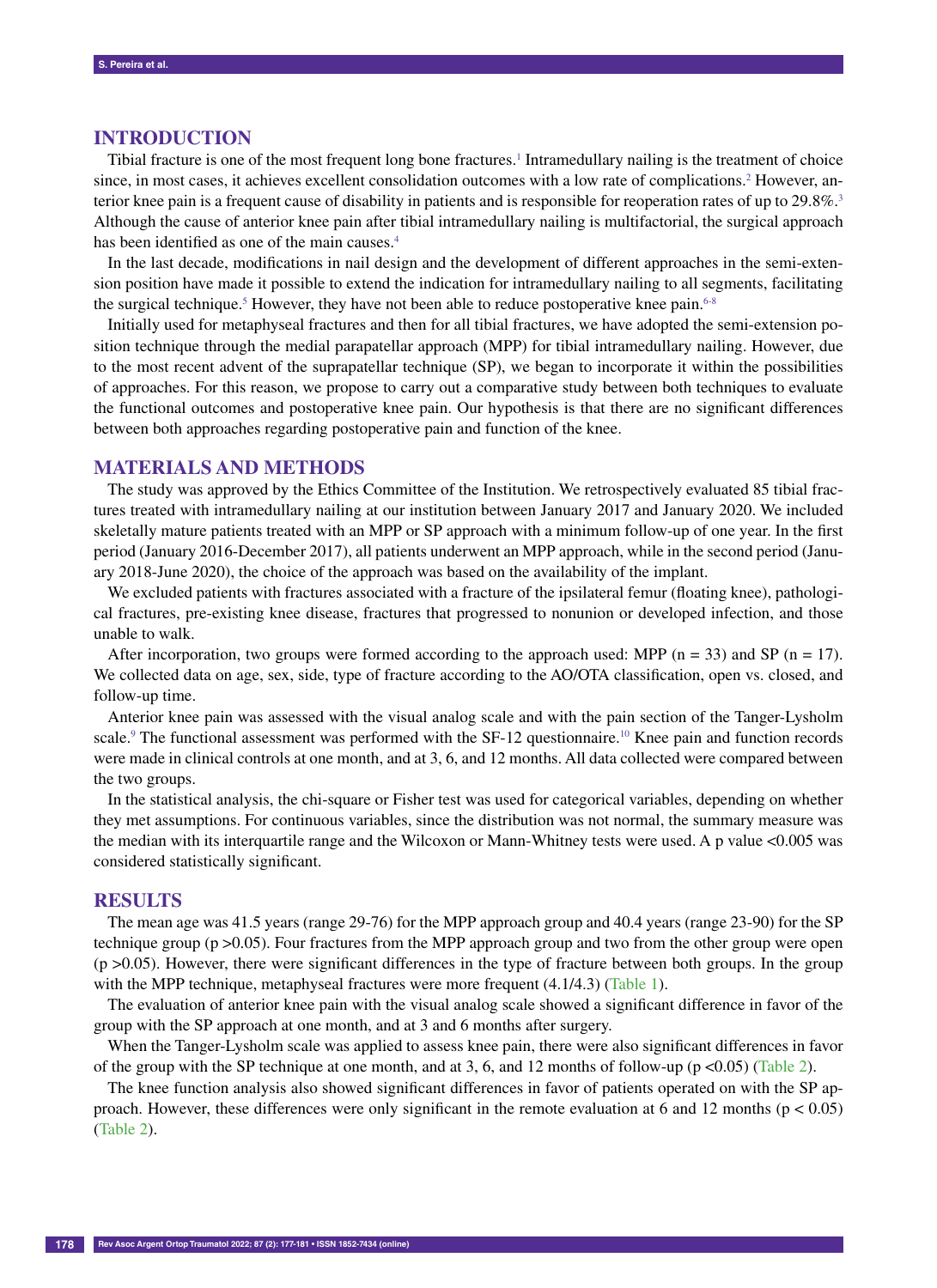## INTRODUCTION

Tibial fracture is one of the most frequent long bone fractures.[1] Intramedullary nailing is the treatment of choice since, in most cases, it achieves excellent consolidation outcomes with a low rate of complications.[2] However, anterior knee pain is a frequent cause of disability in patients and is responsible for reoperation rates of up to 29.8%.[3] Although the cause of anterior knee pain after tibial intramedullary nailing is multifactorial, the surgical approach has been identified as one of the main causes.[4]

In the last decade, modifications in nail design and the development of different approaches in the semi-extension position have made it possible to extend the indication for intramedullary nailing to all segments, facilitating the surgical technique.[5] However, they have not been able to reduce postoperative knee pain.[6-8]

Initially used for metaphyseal fractures and then for all tibial fractures, we have adopted the semi-extension position technique through the medial parapatellar approach (MPP) for tibial intramedullary nailing. However, due to the most recent advent of the suprapatellar technique (SP), we began to incorporate it within the possibilities of approaches. For this reason, we propose to carry out a comparative study between both techniques to evaluate the functional outcomes and postoperative knee pain. Our hypothesis is that there are no significant differences between both approaches regarding postoperative pain and function of the knee.

## MATERIALS AND METHODS

The study was approved by the Ethics Committee of the Institution. We retrospectively evaluated 85 tibial fractures treated with intramedullary nailing at our institution between January 2017 and January 2020. We included skeletally mature patients treated with an MPP or SP approach with a minimum follow-up of one year. In the first period (January 2016-December 2017), all patients underwent an MPP approach, while in the second period (January 2018-June 2020), the choice of the approach was based on the availability of the implant.

We excluded patients with fractures associated with a fracture of the ipsilateral femur (floating knee), pathological fractures, pre-existing knee disease, fractures that progressed to nonunion or developed infection, and those unable to walk.

After incorporation, two groups were formed according to the approach used: MPP (n = 33) and SP (n = 17). We collected data on age, sex, side, type of fracture according to the AO/OTA classification, open vs. closed, and follow-up time.

Anterior knee pain was assessed with the visual analog scale and with the pain section of the Tanger-Lysholm scale.[9] The functional assessment was performed with the SF-12 questionnaire.[10] Knee pain and function records were made in clinical controls at one month, and at 3, 6, and 12 months. All data collected were compared between the two groups.

In the statistical analysis, the chi-square or Fisher test was used for categorical variables, depending on whether they met assumptions. For continuous variables, since the distribution was not normal, the summary measure was the median with its interquartile range and the Wilcoxon or Mann-Whitney tests were used. A p value <0.005 was considered statistically significant.

## RESULTS

The mean age was 41.5 years (range 29-76) for the MPP approach group and 40.4 years (range 23-90) for the SP technique group ($p > 0.05$). Four fractures from the MPP approach group and two from the other group were open ($p > 0.05$). However, there were significant differences in the type of fracture between both groups. In the group with the MPP technique, metaphyseal fractures were more frequent (4.1/4.3) (Table 1).

The evaluation of anterior knee pain with the visual analog scale showed a significant difference in favor of the group with the SP approach at one month, and at 3 and 6 months after surgery.

When the Tanger-Lysholm scale was applied to assess knee pain, there were also significant differences in favor of the group with the SP technique at one month, and at 3, 6, and 12 months of follow-up ($p < 0.05$) (Table 2).

The knee function analysis also showed significant differences in favor of patients operated on with the SP approach. However, these differences were only significant in the remote evaluation at 6 and 12 months ($p < 0.05$) (Table 2).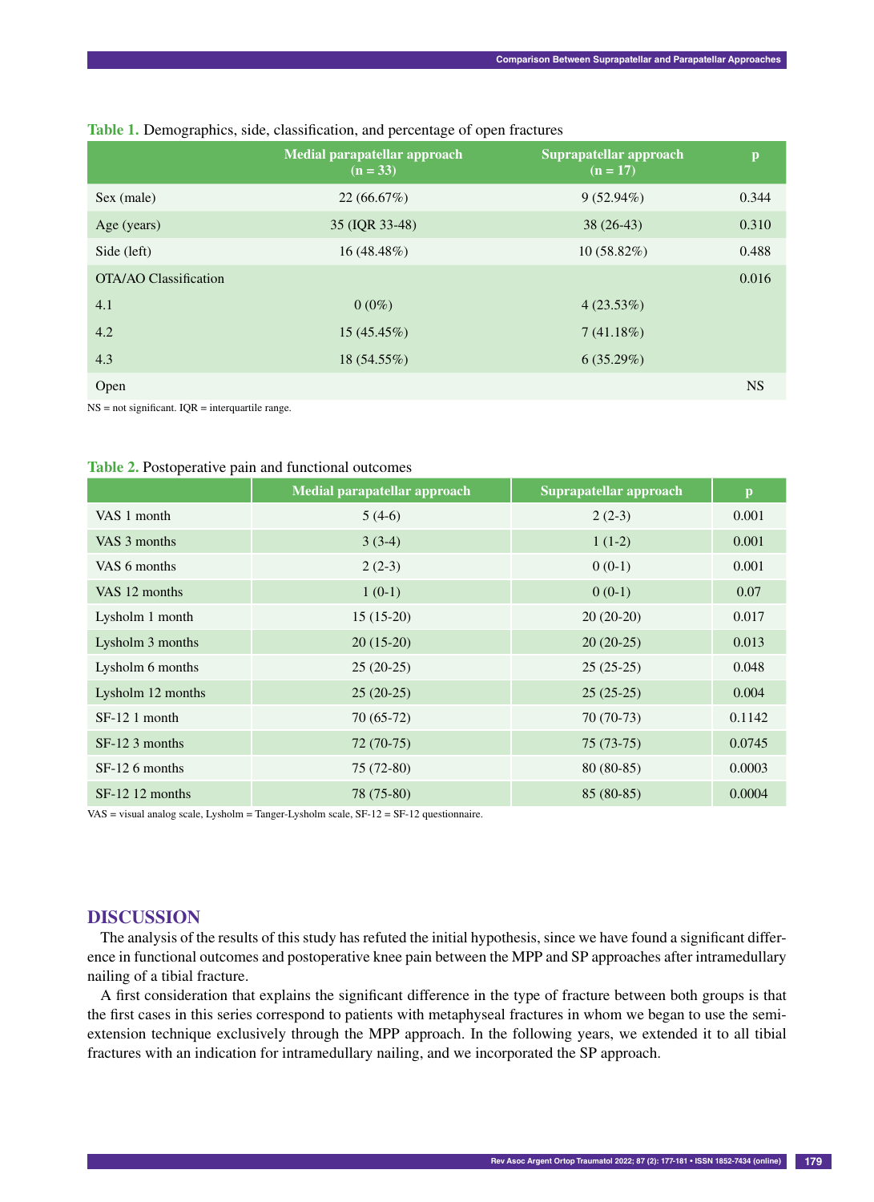**Table 1.** Demographics, side, classification, and percentage of open fractures

| | Medial parapatellar approach (n = 33) | Suprapatellar approach (n = 17) | p |
|---|---|---|---|
| Sex (male) | 22 (66.67%) | 9 (52.94%) | 0.344 |
| Age (years) | 35 (IQR 33-48) | 38 (26-43) | 0.310 |
| Side (left) | 16 (48.48%) | 10 (58.82%) | 0.488 |
| OTA/AO Classification | | | 0.016 |
| 4.1 | 0 (0%) | 4 (23.53%) | |
| 4.2 | 15 (45.45%) | 7 (41.18%) | |
| 4.3 | 18 (54.55%) | 6 (35.29%) | |
| Open | | | NS |

NS = not significant. IQR = interquartile range.

**Table 2.** Postoperative pain and functional outcomes

| | Medial parapatellar approach | Suprapatellar approach | p |
|---|---|---|---|
| VAS 1 month | 5 (4-6) | 2 (2-3) | 0.001 |
| VAS 3 months | 3 (3-4) | 1 (1-2) | 0.001 |
| VAS 6 months | 2 (2-3) | 0 (0-1) | 0.001 |
| VAS 12 months | 1 (0-1) | 0 (0-1) | 0.07 |
| Lysholm 1 month | 15 (15-20) | 20 (20-20) | 0.017 |
| Lysholm 3 months | 20 (15-20) | 20 (20-25) | 0.013 |
| Lysholm 6 months | 25 (20-25) | 25 (25-25) | 0.048 |
| Lysholm 12 months | 25 (20-25) | 25 (25-25) | 0.004 |
| SF-12 1 month | 70 (65-72) | 70 (70-73) | 0.1142 |
| SF-12 3 months | 72 (70-75) | 75 (73-75) | 0.0745 |
| SF-12 6 months | 75 (72-80) | 80 (80-85) | 0.0003 |
| SF-12 12 months | 78 (75-80) | 85 (80-85) | 0.0004 |

VAS = visual analog scale, Lysholm = Tanger-Lysholm scale, SF-12 = SF-12 questionnaire.

## DISCUSSION

The analysis of the results of this study has refuted the initial hypothesis, since we have found a significant difference in functional outcomes and postoperative knee pain between the MPP and SP approaches after intramedullary nailing of a tibial fracture.

A first consideration that explains the significant difference in the type of fracture between both groups is that the first cases in this series correspond to patients with metaphyseal fractures in whom we began to use the semi-extension technique exclusively through the MPP approach. In the following years, we extended it to all tibial fractures with an indication for intramedullary nailing, and we incorporated the SP approach.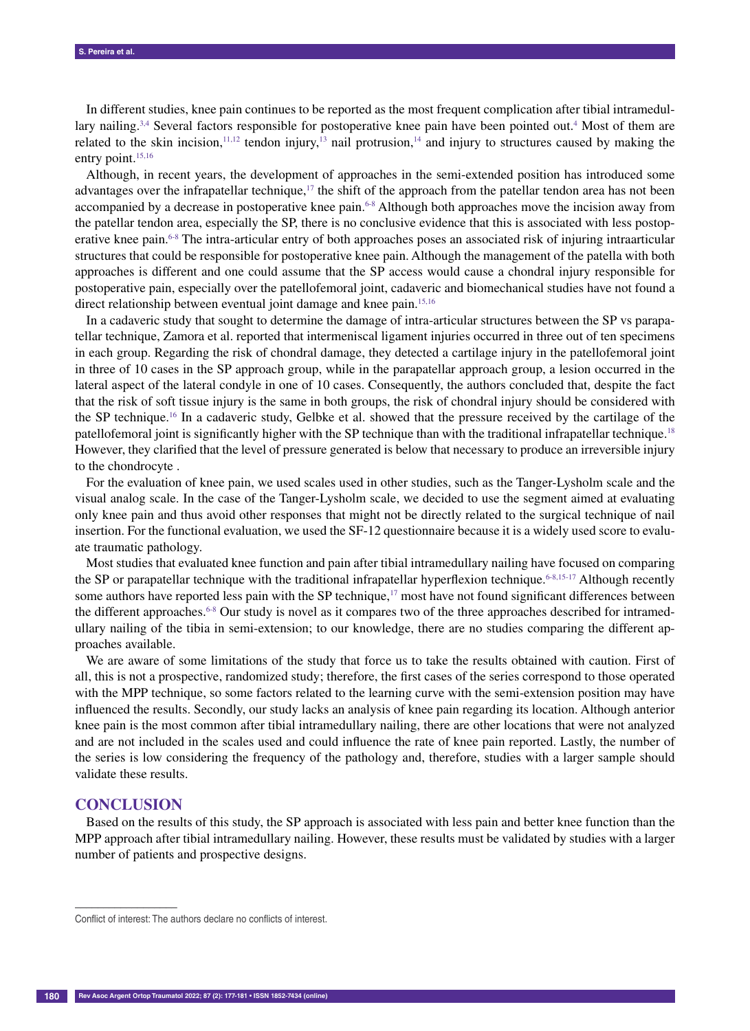In different studies, knee pain continues to be reported as the most frequent complication after tibial intramedullary nailing.[3,4] Several factors responsible for postoperative knee pain have been pointed out.[4] Most of them are related to the skin incision,[11,12] tendon injury,[13] nail protrusion,[14] and injury to structures caused by making the entry point.[15,16]

Although, in recent years, the development of approaches in the semi-extended position has introduced some advantages over the infrapatellar technique,[17] the shift of the approach from the patellar tendon area has not been accompanied by a decrease in postoperative knee pain.[6-8] Although both approaches move the incision away from the patellar tendon area, especially the SP, there is no conclusive evidence that this is associated with less postoperative knee pain.[6-8] The intra-articular entry of both approaches poses an associated risk of injuring intraarticular structures that could be responsible for postoperative knee pain. Although the management of the patella with both approaches is different and one could assume that the SP access would cause a chondral injury responsible for postoperative pain, especially over the patellofemoral joint, cadaveric and biomechanical studies have not found a direct relationship between eventual joint damage and knee pain.[15,16]

In a cadaveric study that sought to determine the damage of intra-articular structures between the SP vs parapatellar technique, Zamora et al. reported that intermeniscal ligament injuries occurred in three out of ten specimens in each group. Regarding the risk of chondral damage, they detected a cartilage injury in the patellofemoral joint in three of 10 cases in the SP approach group, while in the parapatellar approach group, a lesion occurred in the lateral aspect of the lateral condyle in one of 10 cases. Consequently, the authors concluded that, despite the fact that the risk of soft tissue injury is the same in both groups, the risk of chondral injury should be considered with the SP technique.[16] In a cadaveric study, Gelbke et al. showed that the pressure received by the cartilage of the patellofemoral joint is significantly higher with the SP technique than with the traditional infrapatellar technique.[18] However, they clarified that the level of pressure generated is below that necessary to produce an irreversible injury to the chondrocyte .

For the evaluation of knee pain, we used scales used in other studies, such as the Tanger-Lysholm scale and the visual analog scale. In the case of the Tanger-Lysholm scale, we decided to use the segment aimed at evaluating only knee pain and thus avoid other responses that might not be directly related to the surgical technique of nail insertion. For the functional evaluation, we used the SF-12 questionnaire because it is a widely used score to evaluate traumatic pathology.

Most studies that evaluated knee function and pain after tibial intramedullary nailing have focused on comparing the SP or parapatellar technique with the traditional infrapatellar hyperflexion technique.[6-8,15-17] Although recently some authors have reported less pain with the SP technique,[17] most have not found significant differences between the different approaches.[6-8] Our study is novel as it compares two of the three approaches described for intramedullary nailing of the tibia in semi-extension; to our knowledge, there are no studies comparing the different approaches available.

We are aware of some limitations of the study that force us to take the results obtained with caution. First of all, this is not a prospective, randomized study; therefore, the first cases of the series correspond to those operated with the MPP technique, so some factors related to the learning curve with the semi-extension position may have influenced the results. Secondly, our study lacks an analysis of knee pain regarding its location. Although anterior knee pain is the most common after tibial intramedullary nailing, there are other locations that were not analyzed and are not included in the scales used and could influence the rate of knee pain reported. Lastly, the number of the series is low considering the frequency of the pathology and, therefore, studies with a larger sample should validate these results.

## CONCLUSION

Based on the results of this study, the SP approach is associated with less pain and better knee function than the MPP approach after tibial intramedullary nailing. However, these results must be validated by studies with a larger number of patients and prospective designs.

---

Conflict of interest: The authors declare no conflicts of interest.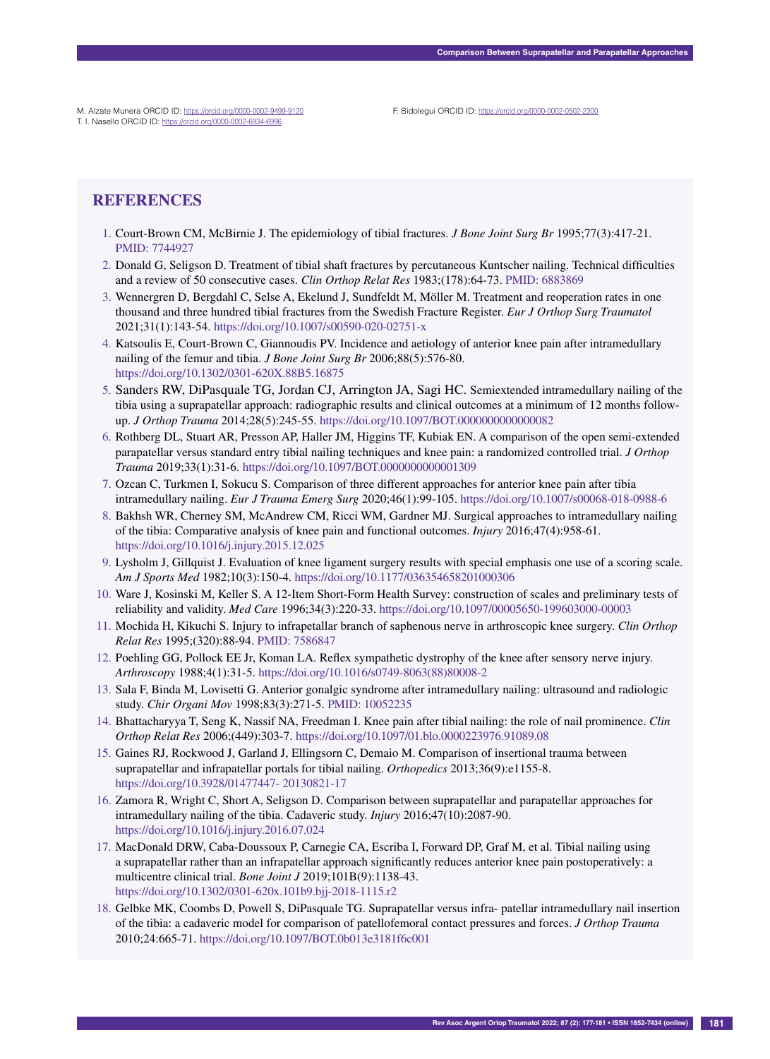M. Alzate Munera ORCID ID: https://orcid.org/0000-0002-9499-9120
F. Bidolegui ORCID ID: https://orcid.org/0000-0002-0502-2300
T. I. Nasello ORCID ID: https://orcid.org/0000-0002-6934-6996

## REFERENCES

1. Court-Brown CM, McBirnie J. The epidemiology of tibial fractures. *J Bone Joint Surg Br* 1995;77(3):417-21. PMID: 7744927
2. Donald G, Seligson D. Treatment of tibial shaft fractures by percutaneous Kuntscher nailing. Technical difficulties and a review of 50 consecutive cases. *Clin Orthop Relat Res* 1983;(178):64-73. PMID: 6883869
3. Wennergren D, Bergdahl C, Selse A, Ekelund J, Sundfeldt M, Möller M. Treatment and reoperation rates in one thousand and three hundred tibial fractures from the Swedish Fracture Register. *Eur J Orthop Surg Traumatol* 2021;31(1):143-54. https://doi.org/10.1007/s00590-020-02751-x
4. Katsoulis E, Court-Brown C, Giannoudis PV. Incidence and aetiology of anterior knee pain after intramedullary nailing of the femur and tibia. *J Bone Joint Surg Br* 2006;88(5):576-80. https://doi.org/10.1302/0301-620X.88B5.16875
5. Sanders RW, DiPasquale TG, Jordan CJ, Arrington JA, Sagi HC. Semiextended intramedullary nailing of the tibia using a suprapatellar approach: radiographic results and clinical outcomes at a minimum of 12 months follow-up. *J Orthop Trauma* 2014;28(5):245-55. https://doi.org/10.1097/BOT.0000000000000082
6. Rothberg DL, Stuart AR, Presson AP, Haller JM, Higgins TF, Kubiak EN. A comparison of the open semi-extended parapatellar versus standard entry tibial nailing techniques and knee pain: a randomized controlled trial. *J Orthop Trauma* 2019;33(1):31-6. https://doi.org/10.1097/BOT.0000000000001309
7. Ozcan C, Turkmen I, Sokucu S. Comparison of three different approaches for anterior knee pain after tibia intramedullary nailing. *Eur J Trauma Emerg Surg* 2020;46(1):99-105. https://doi.org/10.1007/s00068-018-0988-6
8. Bakhsh WR, Cherney SM, McAndrew CM, Ricci WM, Gardner MJ. Surgical approaches to intramedullary nailing of the tibia: Comparative analysis of knee pain and functional outcomes. *Injury* 2016;47(4):958-61. https://doi.org/10.1016/j.injury.2015.12.025
9. Lysholm J, Gillquist J. Evaluation of knee ligament surgery results with special emphasis one use of a scoring scale. *Am J Sports Med* 1982;10(3):150-4. https://doi.org/10.1177/036354658201000306
10. Ware J, Kosinski M, Keller S. A 12-Item Short-Form Health Survey: construction of scales and preliminary tests of reliability and validity. *Med Care* 1996;34(3):220-33. https://doi.org/10.1097/00005650-199603000-00003
11. Mochida H, Kikuchi S. Injury to infrapetallar branch of saphenous nerve in arthroscopic knee surgery. *Clin Orthop Relat Res* 1995;(320):88-94. PMID: 7586847
12. Poehling GG, Pollock EE Jr, Koman LA. Reflex sympathetic dystrophy of the knee after sensory nerve injury. *Arthroscopy* 1988;4(1):31-5. https://doi.org/10.1016/s0749-8063(88)80008-2
13. Sala F, Binda M, Lovisetti G. Anterior gonalgic syndrome after intramedullary nailing: ultrasound and radiologic study. *Chir Organi Mov* 1998;83(3):271-5. PMID: 10052235
14. Bhattacharyya T, Seng K, Nassif NA, Freedman I. Knee pain after tibial nailing: the role of nail prominence. *Clin Orthop Relat Res* 2006;(449):303-7. https://doi.org/10.1097/01.blo.0000223976.91089.08
15. Gaines RJ, Rockwood J, Garland J, Ellingsorn C, Demaio M. Comparison of insertional trauma between suprapatellar and infrapatellar portals for tibial nailing. *Orthopedics* 2013;36(9):e1155-8. https://doi.org/10.3928/01477447- 20130821-17
16. Zamora R, Wright C, Short A, Seligson D. Comparison between suprapatellar and parapatellar approaches for intramedullary nailing of the tibia. Cadaveric study. *Injury* 2016;47(10):2087-90. https://doi.org/10.1016/j.injury.2016.07.024
17. MacDonald DRW, Caba-Doussoux P, Carnegie CA, Escriba I, Forward DP, Graf M, et al. Tibial nailing using a suprapatellar rather than an infrapatellar approach significantly reduces anterior knee pain postoperatively: a multicentre clinical trial. *Bone Joint J* 2019;101B(9):1138-43. https://doi.org/10.1302/0301-620x.101b9.bjj-2018-1115.r2
18. Gelbke MK, Coombs D, Powell S, DiPasquale TG. Suprapatellar versus infra- patellar intramedullary nail insertion of the tibia: a cadaveric model for comparison of patellofemoral contact pressures and forces. *J Orthop Trauma* 2010;24:665-71. https://doi.org/10.1097/BOT.0b013e3181f6c001